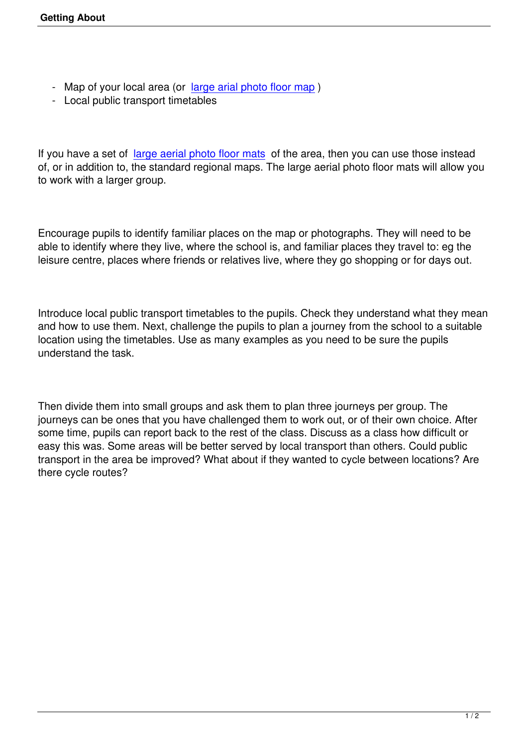- Map of your local area (or large arial photo floor map )
- Local public transport timetables

If you have a set of large aerial photo floor mats of the area, then you can use those instead of, or in addition to, the standard regional maps. The large aerial photo floor mats will allow you to work with a larger group.

Encourage pupils to identify familiar places on the map or photographs. They will need to be able to identify where they live, where the school is, and familiar places they travel to: eg the leisure centre, places where friends or relatives live, where they go shopping or for days out.

Introduce local public transport timetables to the pupils. Check they understand what they mean and how to use them. Next, challenge the pupils to plan a journey from the school to a suitable location using the timetables. Use as many examples as you need to be sure the pupils understand the task.

Then divide them into small groups and ask them to plan three journeys per group. The journeys can be ones that you have challenged them to work out, or of their own choice. After some time, pupils can report back to the rest of the class. Discuss as a class how difficult or easy this was. Some areas will be better served by local transport than others. Could public transport in the area be improved? What about if they wanted to cycle between locations? Are there cycle routes?